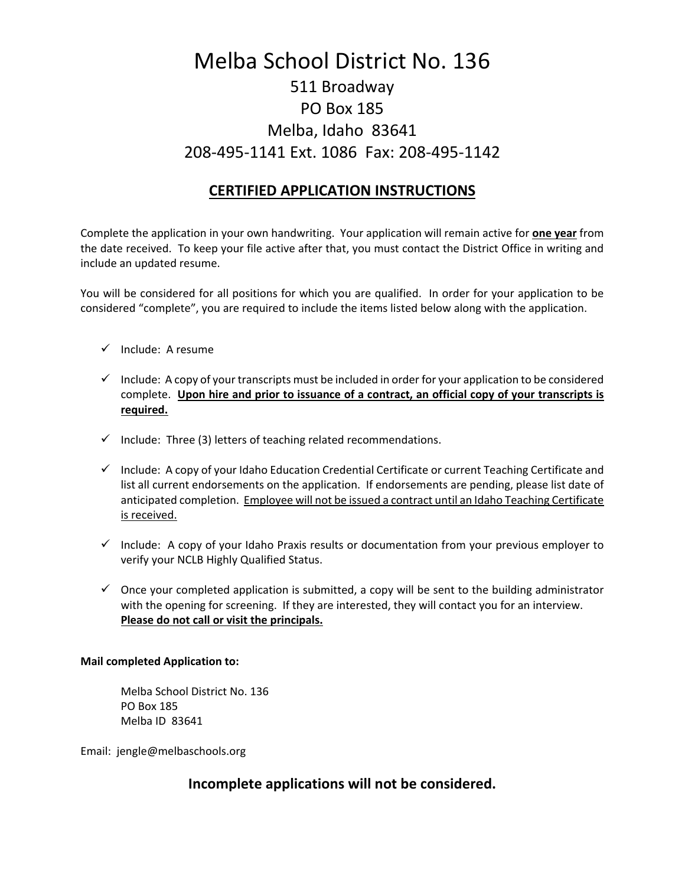# Melba School District No. 136

511 Broadway
PO Box 185
Melba, Idaho 83641
208-495-1141 Ext. 1086 Fax: 208-495-1142

## CERTIFIED APPLICATION INSTRUCTIONS

Complete the application in your own handwriting. Your application will remain active for **one year** from the date received. To keep your file active after that, you must contact the District Office in writing and include an updated resume.

You will be considered for all positions for which you are qualified. In order for your application to be considered "complete", you are required to include the items listed below along with the application.

- ✓ Include: A resume
- ✓ Include: A copy of your transcripts must be included in order for your application to be considered complete. **Upon hire and prior to issuance of a contract, an official copy of your transcripts is required.**
- ✓ Include: Three (3) letters of teaching related recommendations.
- ✓ Include: A copy of your Idaho Education Credential Certificate or current Teaching Certificate and list all current endorsements on the application. If endorsements are pending, please list date of anticipated completion. Employee will not be issued a contract until an Idaho Teaching Certificate is received.
- ✓ Include: A copy of your Idaho Praxis results or documentation from your previous employer to verify your NCLB Highly Qualified Status.
- ✓ Once your completed application is submitted, a copy will be sent to the building administrator with the opening for screening. If they are interested, they will contact you for an interview. **Please do not call or visit the principals.**

**Mail completed Application to:**

Melba School District No. 136
PO Box 185
Melba ID 83641

Email: jengle@melbaschools.org

### Incomplete applications will not be considered.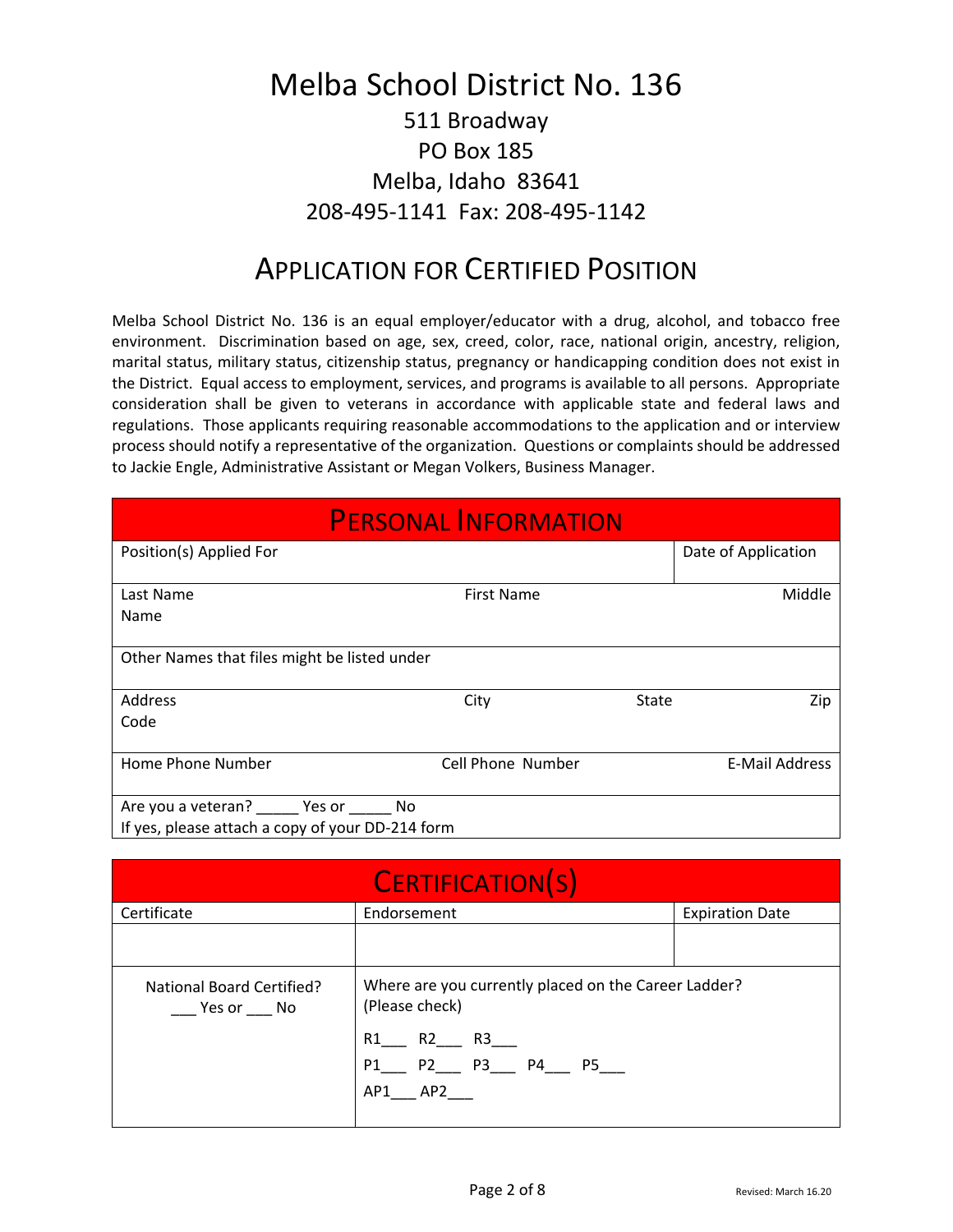# Melba School District No. 136

511 Broadway
PO Box 185
Melba, Idaho 83641
208-495-1141 Fax: 208-495-1142

## Application for Certified Position

Melba School District No. 136 is an equal employer/educator with a drug, alcohol, and tobacco free environment. Discrimination based on age, sex, creed, color, race, national origin, ancestry, religion, marital status, military status, citizenship status, pregnancy or handicapping condition does not exist in the District. Equal access to employment, services, and programs is available to all persons. Appropriate consideration shall be given to veterans in accordance with applicable state and federal laws and regulations. Those applicants requiring reasonable accommodations to the application and or interview process should notify a representative of the organization. Questions or complaints should be addressed to Jackie Engle, Administrative Assistant or Megan Volkers, Business Manager.

### Personal Information

| Position(s) Applied For | | | Date of Application |
|---|---|---|---|
| Last Name | First Name | | Middle Name |
| Other Names that files might be listed under | | | |
| Address | City | State | Zip Code |
| Home Phone Number | Cell Phone Number | | E-Mail Address |
| Are you a veteran? _____ Yes or _____ No<br>If yes, please attach a copy of your DD-214 form | | | |

### Certification(s)

| Certificate | Endorsement | Expiration Date |
|---|---|---|
| | | |
| National Board Certified?<br>___ Yes or ___ No | Where are you currently placed on the Career Ladder? (Please check)<br>R1___ R2___ R3___<br>P1___ P2___ P3___ P4___ P5___<br>AP1___ AP2___ | |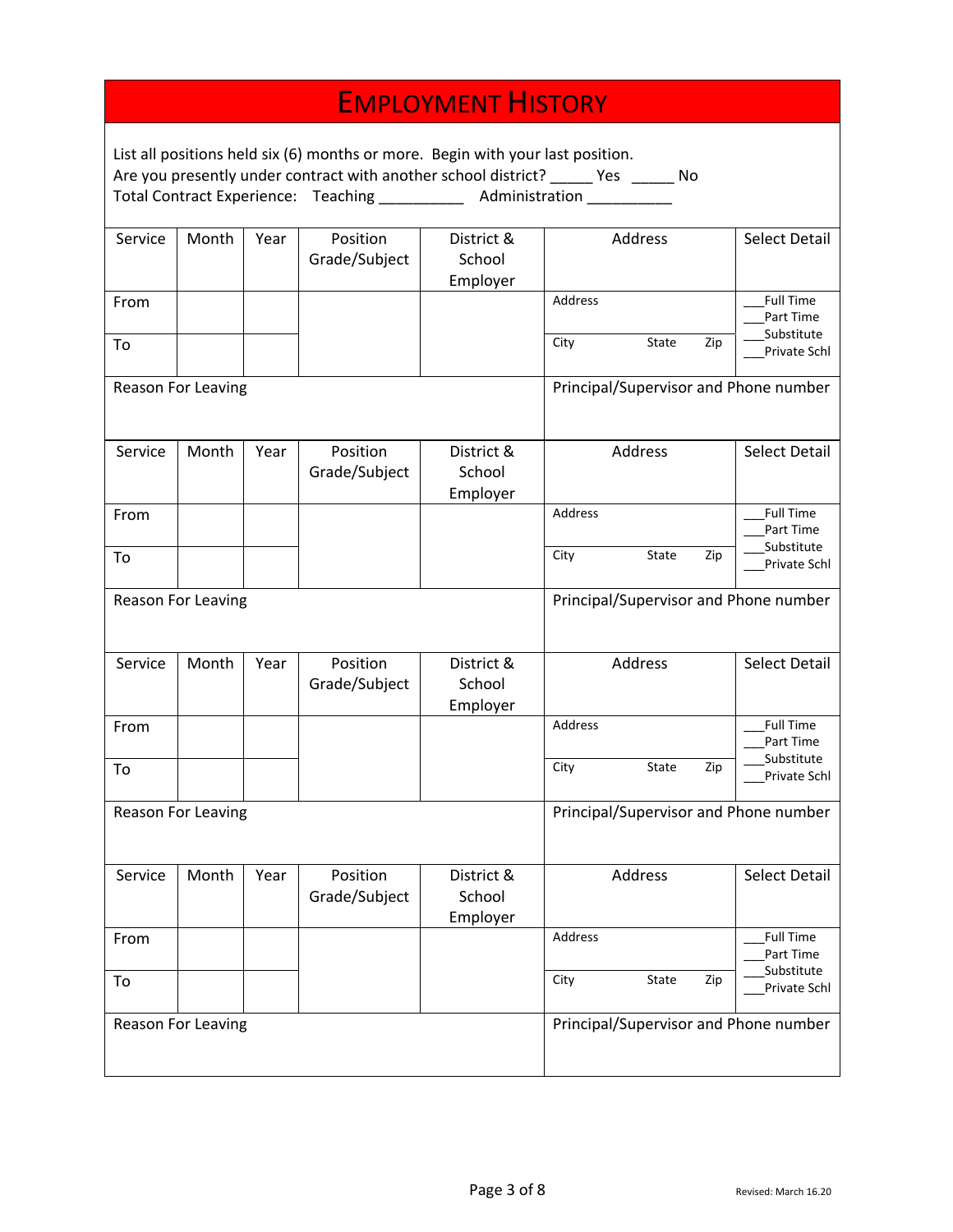# EMPLOYMENT HISTORY

List all positions held six (6) months or more. Begin with your last position.
Are you presently under contract with another school district? _____ Yes _____ No
Total Contract Experience: Teaching __________ Administration __________

| Service | Month | Year | Position Grade/Subject | District & School Employer | Address | Select Detail |
|---|---|---|---|---|---|---|
| From | | | | | Address | ___Full Time<br>___Part Time<br>___Substitute<br>___Private Schl |
| To | | | | | City State Zip | |
| Reason For Leaving | | | | | Principal/Supervisor and Phone number | |

| Service | Month | Year | Position Grade/Subject | District & School Employer | Address | Select Detail |
|---|---|---|---|---|---|---|
| From | | | | | Address | ___Full Time<br>___Part Time<br>___Substitute<br>___Private Schl |
| To | | | | | City State Zip | |
| Reason For Leaving | | | | | Principal/Supervisor and Phone number | |

| Service | Month | Year | Position Grade/Subject | District & School Employer | Address | Select Detail |
|---|---|---|---|---|---|---|
| From | | | | | Address | ___Full Time<br>___Part Time<br>___Substitute<br>___Private Schl |
| To | | | | | City State Zip | |
| Reason For Leaving | | | | | Principal/Supervisor and Phone number | |

| Service | Month | Year | Position Grade/Subject | District & School Employer | Address | Select Detail |
|---|---|---|---|---|---|---|
| From | | | | | Address | ___Full Time<br>___Part Time<br>___Substitute<br>___Private Schl |
| To | | | | | City State Zip | |
| Reason For Leaving | | | | | Principal/Supervisor and Phone number | |

Revised: March 16.20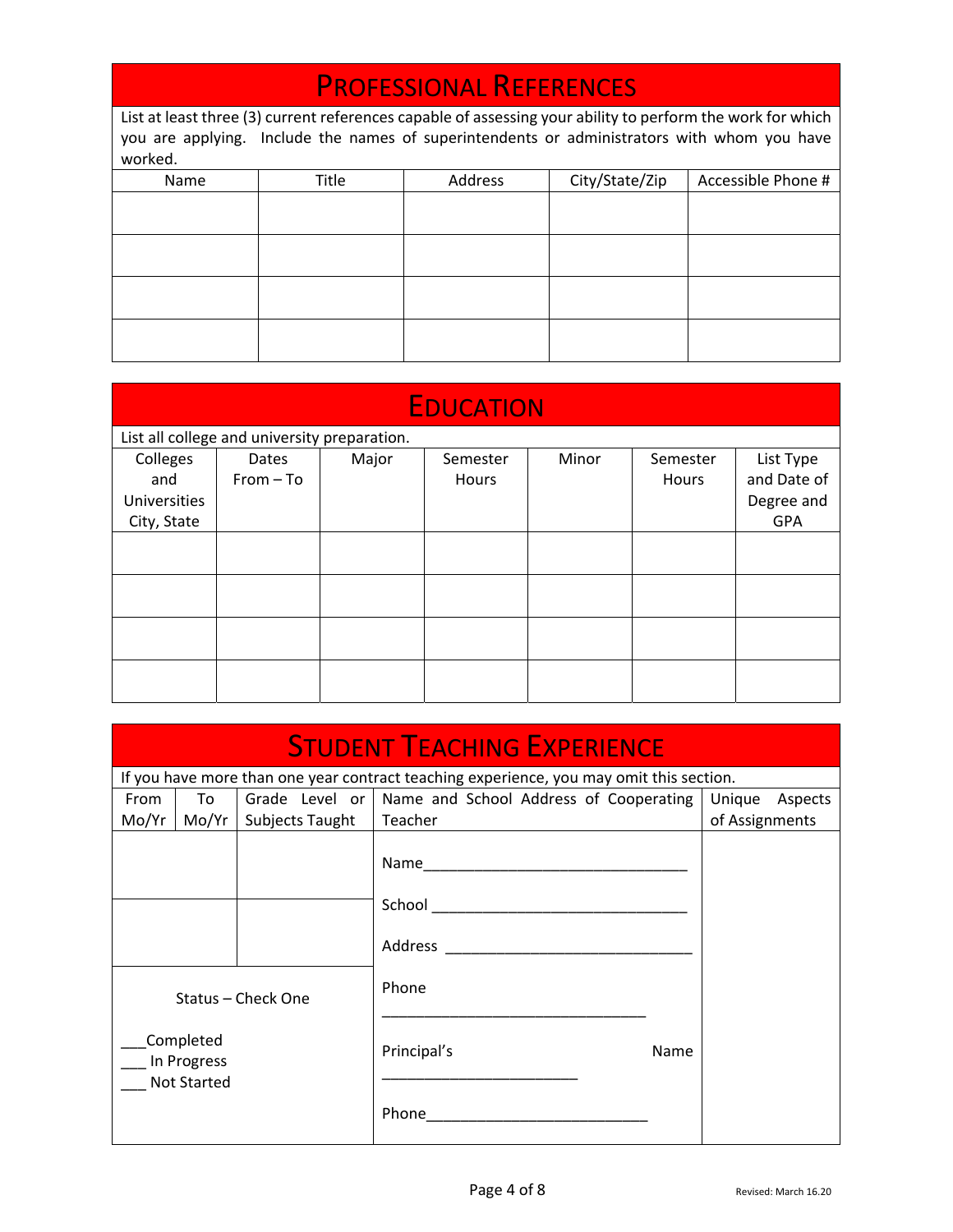## PROFESSIONAL REFERENCES

List at least three (3) current references capable of assessing your ability to perform the work for which you are applying. Include the names of superintendents or administrators with whom you have worked.

| Name | Title | Address | City/State/Zip | Accessible Phone # |
|---|---|---|---|---|
| | | | | |
| | | | | |
| | | | | |
| | | | | |

## EDUCATION

List all college and university preparation.

| Colleges and Universities City, State | Dates From – To | Major | Semester Hours | Minor | Semester Hours | List Type and Date of Degree and GPA |
|---|---|---|---|---|---|---|
| | | | | | | |
| | | | | | | |
| | | | | | | |
| | | | | | | |

## STUDENT TEACHING EXPERIENCE

If you have more than one year contract teaching experience, you may omit this section.

| From Mo/Yr | To Mo/Yr | Grade Level or Subjects Taught | Name and School Address of Cooperating Teacher | Unique Aspects of Assignments |
|---|---|---|---|---|
| | | | Name_______________________________ School ______________________________ Address ______________________________ Phone ______________________________ Principal's Name _______________________ Phone__________________________ | |
| | | | | |
| Status – Check One ___Completed ___ In Progress ___ Not Started | | | | |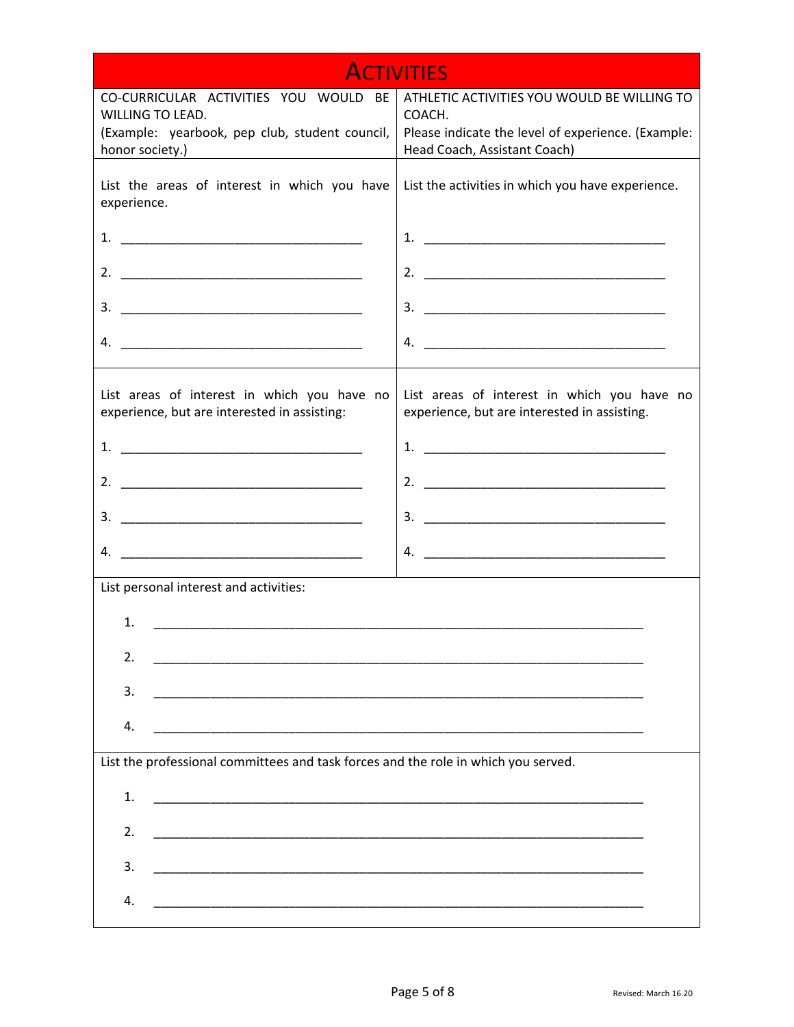# ACTIVITIES

| CO-CURRICULAR ACTIVITIES YOU WOULD BE WILLING TO LEAD. (Example: yearbook, pep club, student council, honor society.) | ATHLETIC ACTIVITIES YOU WOULD BE WILLING TO COACH. Please indicate the level of experience. (Example: Head Coach, Assistant Coach) |
|---|---|
| List the areas of interest in which you have experience. | List the activities in which you have experience. |
| 1. ________________________________ | 1. ________________________________ |
| 2. ________________________________ | 2. ________________________________ |
| 3. ________________________________ | 3. ________________________________ |
| 4. ________________________________ | 4. ________________________________ |
| List areas of interest in which you have no experience, but are interested in assisting: | List areas of interest in which you have no experience, but are interested in assisting. |
| 1. ________________________________ | 1. ________________________________ |
| 2. ________________________________ | 2. ________________________________ |
| 3. ________________________________ | 3. ________________________________ |
| 4. ________________________________ | 4. ________________________________ |

List personal interest and activities:

1. ____________________________________________________________________
2. ____________________________________________________________________
3. ____________________________________________________________________
4. ____________________________________________________________________

List the professional committees and task forces and the role in which you served.

1. ____________________________________________________________________
2. ____________________________________________________________________
3. ____________________________________________________________________
4. ____________________________________________________________________

Revised: March 16.20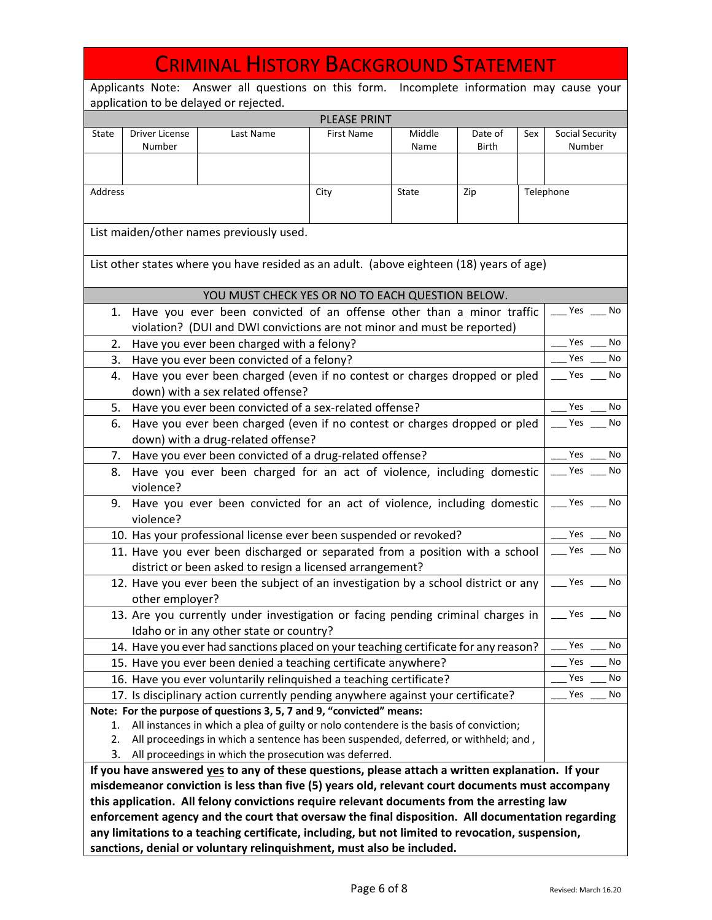# Criminal History Background Statement

Applicants Note: Answer all questions on this form. Incomplete information may cause your application to be delayed or rejected.

PLEASE PRINT

| State | Driver License Number | Last Name | First Name | Middle Name | Date of Birth | Sex | Social Security Number |
|---|---|---|---|---|---|---|---|
| | | | | | | | |

| Address | City | State | Zip | Telephone |
|---|---|---|---|---|
| | | | | |

List maiden/other names previously used.

List other states where you have resided as an adult. (above eighteen (18) years of age)

YOU MUST CHECK YES OR NO TO EACH QUESTION BELOW.

| Question | Answer |
|---|---|
| 1. Have you ever been convicted of an offense other than a minor traffic violation? (DUI and DWI convictions are not minor and must be reported) | ___ Yes ___ No |
| 2. Have you ever been charged with a felony? | ___ Yes ___ No |
| 3. Have you ever been convicted of a felony? | ___ Yes ___ No |
| 4. Have you ever been charged (even if no contest or charges dropped or pled down) with a sex related offense? | ___ Yes ___ No |
| 5. Have you ever been convicted of a sex-related offense? | ___ Yes ___ No |
| 6. Have you ever been charged (even if no contest or charges dropped or pled down) with a drug-related offense? | ___ Yes ___ No |
| 7. Have you ever been convicted of a drug-related offense? | ___ Yes ___ No |
| 8. Have you ever been charged for an act of violence, including domestic violence? | ___ Yes ___ No |
| 9. Have you ever been convicted for an act of violence, including domestic violence? | ___ Yes ___ No |
| 10. Has your professional license ever been suspended or revoked? | ___ Yes ___ No |
| 11. Have you ever been discharged or separated from a position with a school district or been asked to resign a licensed arrangement? | ___ Yes ___ No |
| 12. Have you ever been the subject of an investigation by a school district or any other employer? | ___ Yes ___ No |
| 13. Are you currently under investigation or facing pending criminal charges in Idaho or in any other state or country? | ___ Yes ___ No |
| 14. Have you ever had sanctions placed on your teaching certificate for any reason? | ___ Yes ___ No |
| 15. Have you ever been denied a teaching certificate anywhere? | ___ Yes ___ No |
| 16. Have you ever voluntarily relinquished a teaching certificate? | ___ Yes ___ No |
| 17. Is disciplinary action currently pending anywhere against your certificate? | ___ Yes ___ No |

**Note: For the purpose of questions 3, 5, 7 and 9, "convicted" means:**

1. All instances in which a plea of guilty or nolo contendere is the basis of conviction;
2. All proceedings in which a sentence has been suspended, deferred, or withheld; and ,
3. All proceedings in which the prosecution was deferred.

**If you have answered yes to any of these questions, please attach a written explanation. If your misdemeanor conviction is less than five (5) years old, relevant court documents must accompany this application. All felony convictions require relevant documents from the arresting law enforcement agency and the court that oversaw the final disposition. All documentation regarding any limitations to a teaching certificate, including, but not limited to revocation, suspension, sanctions, denial or voluntary relinquishment, must also be included.**

Revised: March 16.20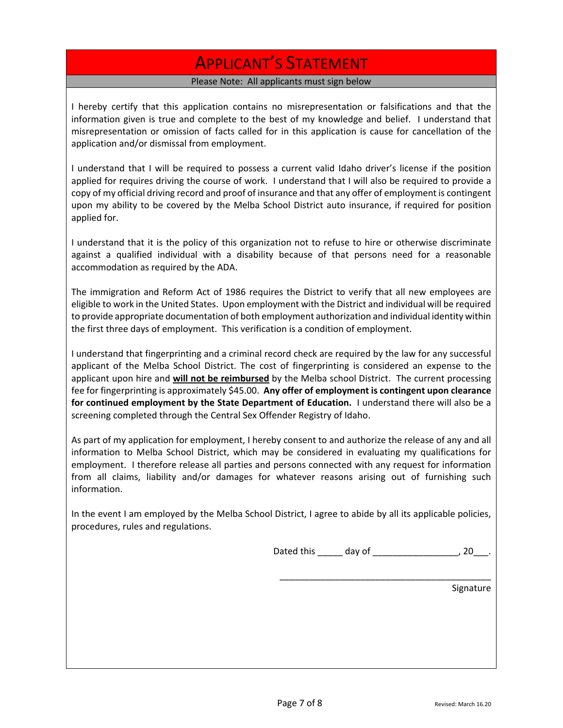# APPLICANT'S STATEMENT

Please Note: All applicants must sign below

I hereby certify that this application contains no misrepresentation or falsifications and that the information given is true and complete to the best of my knowledge and belief. I understand that misrepresentation or omission of facts called for in this application is cause for cancellation of the application and/or dismissal from employment.

I understand that I will be required to possess a current valid Idaho driver's license if the position applied for requires driving the course of work. I understand that I will also be required to provide a copy of my official driving record and proof of insurance and that any offer of employment is contingent upon my ability to be covered by the Melba School District auto insurance, if required for position applied for.

I understand that it is the policy of this organization not to refuse to hire or otherwise discriminate against a qualified individual with a disability because of that persons need for a reasonable accommodation as required by the ADA.

The immigration and Reform Act of 1986 requires the District to verify that all new employees are eligible to work in the United States. Upon employment with the District and individual will be required to provide appropriate documentation of both employment authorization and individual identity within the first three days of employment. This verification is a condition of employment.

I understand that fingerprinting and a criminal record check are required by the law for any successful applicant of the Melba School District. The cost of fingerprinting is considered an expense to the applicant upon hire and **will not be reimbursed** by the Melba school District. The current processing fee for fingerprinting is approximately $45.00. **Any offer of employment is contingent upon clearance for continued employment by the State Department of Education.** I understand there will also be a screening completed through the Central Sex Offender Registry of Idaho.

As part of my application for employment, I hereby consent to and authorize the release of any and all information to Melba School District, which may be considered in evaluating my qualifications for employment. I therefore release all parties and persons connected with any request for information from all claims, liability and/or damages for whatever reasons arising out of furnishing such information.

In the event I am employed by the Melba School District, I agree to abide by all its applicable policies, procedures, rules and regulations.

Dated this _____ day of ________________, 20___.

_________________________________________
Signature

Revised: March 16.20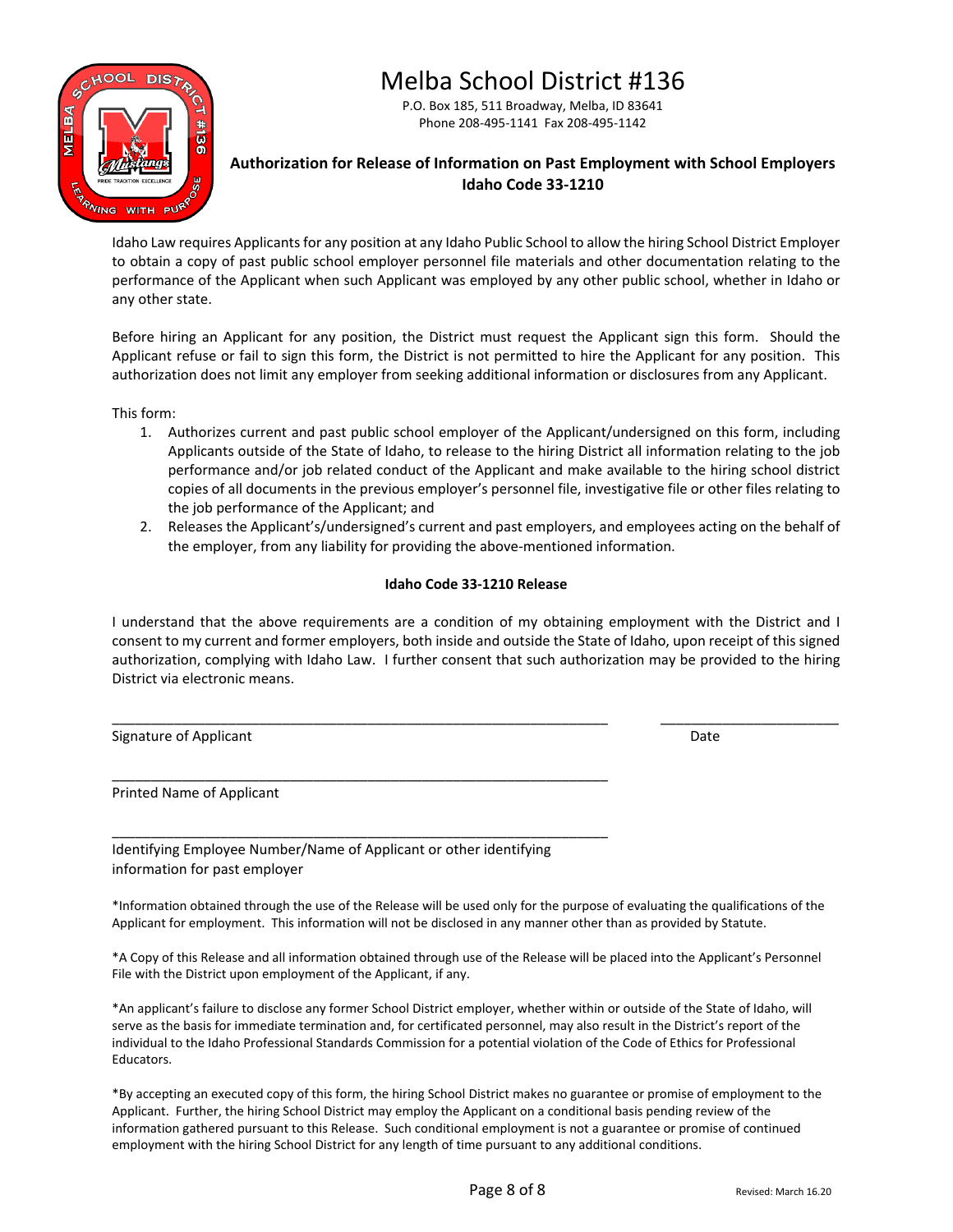# Melba School District #136

P.O. Box 185, 511 Broadway, Melba, ID 83641
Phone 208-495-1141 Fax 208-495-1142

## Authorization for Release of Information on Past Employment with School Employers
## Idaho Code 33-1210

Idaho Law requires Applicants for any position at any Idaho Public School to allow the hiring School District Employer to obtain a copy of past public school employer personnel file materials and other documentation relating to the performance of the Applicant when such Applicant was employed by any other public school, whether in Idaho or any other state.

Before hiring an Applicant for any position, the District must request the Applicant sign this form. Should the Applicant refuse or fail to sign this form, the District is not permitted to hire the Applicant for any position. This authorization does not limit any employer from seeking additional information or disclosures from any Applicant.

This form:

1. Authorizes current and past public school employer of the Applicant/undersigned on this form, including Applicants outside of the State of Idaho, to release to the hiring District all information relating to the job performance and/or job related conduct of the Applicant and make available to the hiring school district copies of all documents in the previous employer's personnel file, investigative file or other files relating to the job performance of the Applicant; and
2. Releases the Applicant's/undersigned's current and past employers, and employees acting on the behalf of the employer, from any liability for providing the above-mentioned information.

**Idaho Code 33-1210 Release**

I understand that the above requirements are a condition of my obtaining employment with the District and I consent to my current and former employers, both inside and outside the State of Idaho, upon receipt of this signed authorization, complying with Idaho Law. I further consent that such authorization may be provided to the hiring District via electronic means.

_________________________________________________________________ ________________________

Signature of Applicant Date

_________________________________________________________________

Printed Name of Applicant

_________________________________________________________________

Identifying Employee Number/Name of Applicant or other identifying information for past employer

*Information obtained through the use of the Release will be used only for the purpose of evaluating the qualifications of the Applicant for employment. This information will not be disclosed in any manner other than as provided by Statute.

*A Copy of this Release and all information obtained through use of the Release will be placed into the Applicant's Personnel File with the District upon employment of the Applicant, if any.

*An applicant's failure to disclose any former School District employer, whether within or outside of the State of Idaho, will serve as the basis for immediate termination and, for certificated personnel, may also result in the District's report of the individual to the Idaho Professional Standards Commission for a potential violation of the Code of Ethics for Professional Educators.

*By accepting an executed copy of this form, the hiring School District makes no guarantee or promise of employment to the Applicant. Further, the hiring School District may employ the Applicant on a conditional basis pending review of the information gathered pursuant to this Release. Such conditional employment is not a guarantee or promise of continued employment with the hiring School District for any length of time pursuant to any additional conditions.

Revised: March 16.20